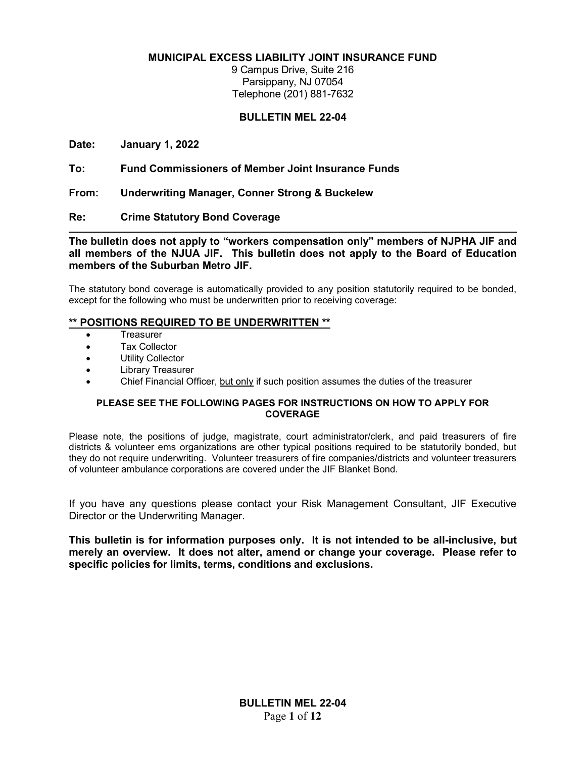**MUNICIPAL EXCESS LIABILITY JOINT INSURANCE FUND**
9 Campus Drive, Suite 216
Parsippany, NJ 07054
Telephone (201) 881-7632

**BULLETIN MEL 22-04**

**Date:** **January 1, 2022**

**To:** **Fund Commissioners of Member Joint Insurance Funds**

**From:** **Underwriting Manager, Conner Strong & Buckelew**

**Re:** **Crime Statutory Bond Coverage**

---

**The bulletin does not apply to "workers compensation only" members of NJPHA JIF and all members of the NJUA JIF. This bulletin does not apply to the Board of Education members of the Suburban Metro JIF.**

The statutory bond coverage is automatically provided to any position statutorily required to be bonded, except for the following who must be underwritten prior to receiving coverage:

**\*\* POSITIONS REQUIRED TO BE UNDERWRITTEN \*\***

- Treasurer
- Tax Collector
- Utility Collector
- Library Treasurer
- Chief Financial Officer, but only if such position assumes the duties of the treasurer

**PLEASE SEE THE FOLLOWING PAGES FOR INSTRUCTIONS ON HOW TO APPLY FOR COVERAGE**

Please note, the positions of judge, magistrate, court administrator/clerk, and paid treasurers of fire districts & volunteer ems organizations are other typical positions required to be statutorily bonded, but they do not require underwriting. Volunteer treasurers of fire companies/districts and volunteer treasurers of volunteer ambulance corporations are covered under the JIF Blanket Bond.

If you have any questions please contact your Risk Management Consultant, JIF Executive Director or the Underwriting Manager.

**This bulletin is for information purposes only. It is not intended to be all-inclusive, but merely an overview. It does not alter, amend or change your coverage. Please refer to specific policies for limits, terms, conditions and exclusions.**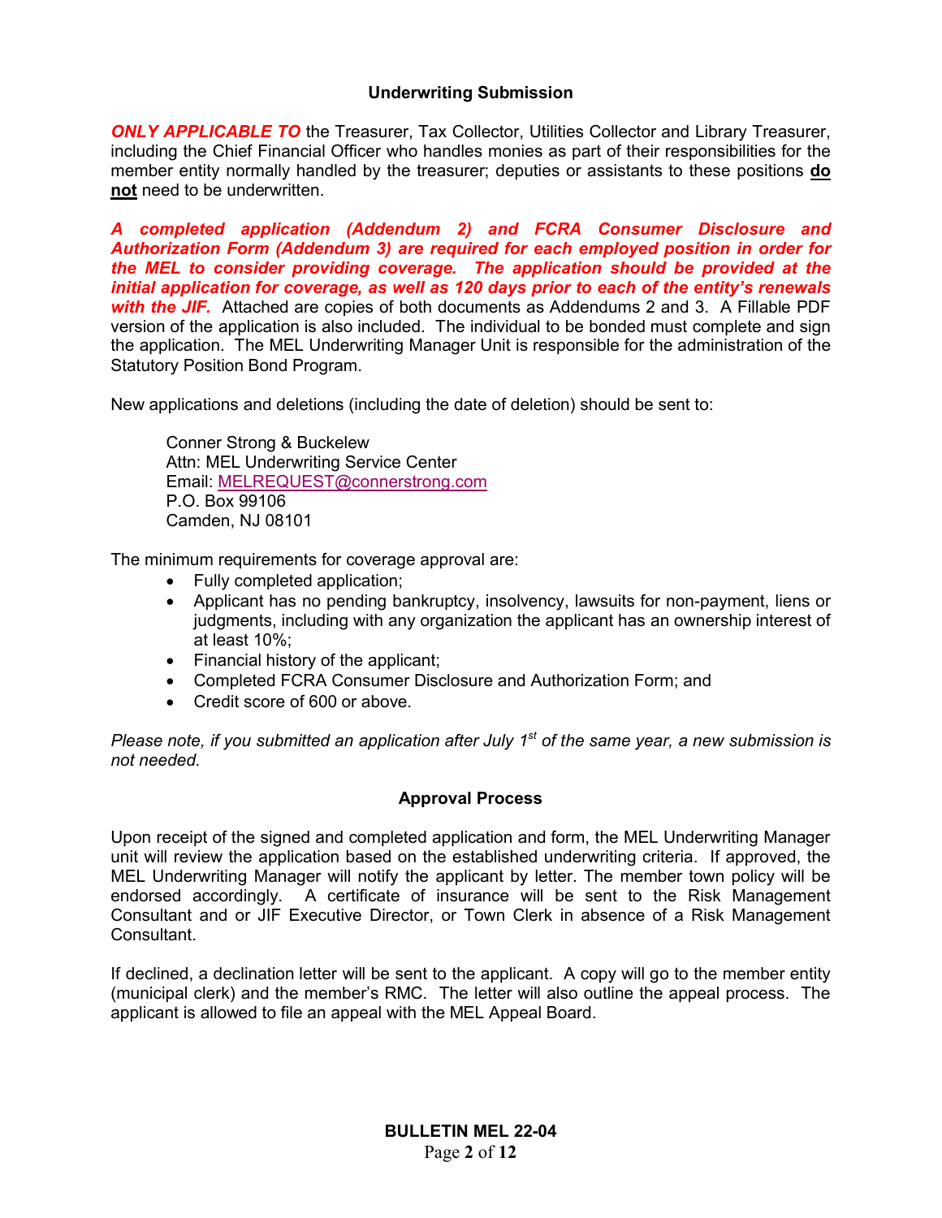## Underwriting Submission

***ONLY APPLICABLE TO*** the Treasurer, Tax Collector, Utilities Collector and Library Treasurer, including the Chief Financial Officer who handles monies as part of their responsibilities for the member entity normally handled by the treasurer; deputies or assistants to these positions **do not** need to be underwritten.

***A completed application (Addendum 2) and FCRA Consumer Disclosure and Authorization Form (Addendum 3) are required for each employed position in order for the MEL to consider providing coverage. The application should be provided at the initial application for coverage, as well as 120 days prior to each of the entity's renewals with the JIF.*** Attached are copies of both documents as Addendums 2 and 3. A Fillable PDF version of the application is also included. The individual to be bonded must complete and sign the application. The MEL Underwriting Manager Unit is responsible for the administration of the Statutory Position Bond Program.

New applications and deletions (including the date of deletion) should be sent to:

Conner Strong & Buckelew
Attn: MEL Underwriting Service Center
Email: MELREQUEST@connerstrong.com
P.O. Box 99106
Camden, NJ 08101

The minimum requirements for coverage approval are:

- Fully completed application;
- Applicant has no pending bankruptcy, insolvency, lawsuits for non-payment, liens or judgments, including with any organization the applicant has an ownership interest of at least 10%;
- Financial history of the applicant;
- Completed FCRA Consumer Disclosure and Authorization Form; and
- Credit score of 600 or above.

*Please note, if you submitted an application after July 1st of the same year, a new submission is not needed.*

## Approval Process

Upon receipt of the signed and completed application and form, the MEL Underwriting Manager unit will review the application based on the established underwriting criteria. If approved, the MEL Underwriting Manager will notify the applicant by letter. The member town policy will be endorsed accordingly. A certificate of insurance will be sent to the Risk Management Consultant and or JIF Executive Director, or Town Clerk in absence of a Risk Management Consultant.

If declined, a declination letter will be sent to the applicant. A copy will go to the member entity (municipal clerk) and the member's RMC. The letter will also outline the appeal process. The applicant is allowed to file an appeal with the MEL Appeal Board.

**BULLETIN MEL 22-04**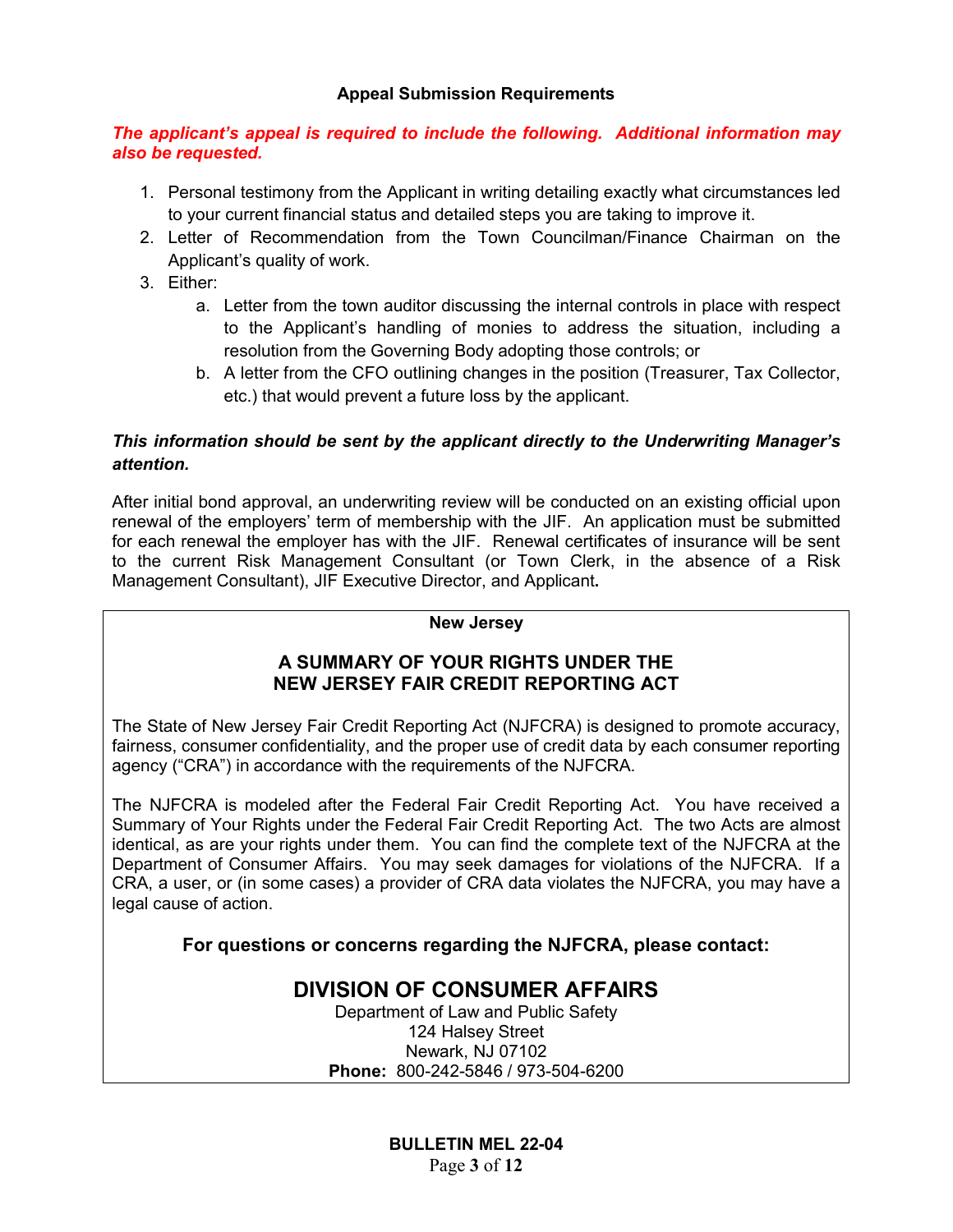### Appeal Submission Requirements

***The applicant's appeal is required to include the following. Additional information may also be requested.***

1. Personal testimony from the Applicant in writing detailing exactly what circumstances led to your current financial status and detailed steps you are taking to improve it.
2. Letter of Recommendation from the Town Councilman/Finance Chairman on the Applicant's quality of work.
3. Either:
   a. Letter from the town auditor discussing the internal controls in place with respect to the Applicant's handling of monies to address the situation, including a resolution from the Governing Body adopting those controls; or
   b. A letter from the CFO outlining changes in the position (Treasurer, Tax Collector, etc.) that would prevent a future loss by the applicant.

***This information should be sent by the applicant directly to the Underwriting Manager's attention.***

After initial bond approval, an underwriting review will be conducted on an existing official upon renewal of the employers' term of membership with the JIF. An application must be submitted for each renewal the employer has with the JIF. Renewal certificates of insurance will be sent to the current Risk Management Consultant (or Town Clerk, in the absence of a Risk Management Consultant), JIF Executive Director, and Applicant**.**

**New Jersey**

## A SUMMARY OF YOUR RIGHTS UNDER THE NEW JERSEY FAIR CREDIT REPORTING ACT

The State of New Jersey Fair Credit Reporting Act (NJFCRA) is designed to promote accuracy, fairness, consumer confidentiality, and the proper use of credit data by each consumer reporting agency ("CRA") in accordance with the requirements of the NJFCRA.

The NJFCRA is modeled after the Federal Fair Credit Reporting Act. You have received a Summary of Your Rights under the Federal Fair Credit Reporting Act. The two Acts are almost identical, as are your rights under them. You can find the complete text of the NJFCRA at the Department of Consumer Affairs. You may seek damages for violations of the NJFCRA. If a CRA, a user, or (in some cases) a provider of CRA data violates the NJFCRA, you may have a legal cause of action.

**For questions or concerns regarding the NJFCRA, please contact:**

## DIVISION OF CONSUMER AFFAIRS

Department of Law and Public Safety
124 Halsey Street
Newark, NJ 07102
**Phone:** 800-242-5846 / 973-504-6200

**BULLETIN MEL 22-04**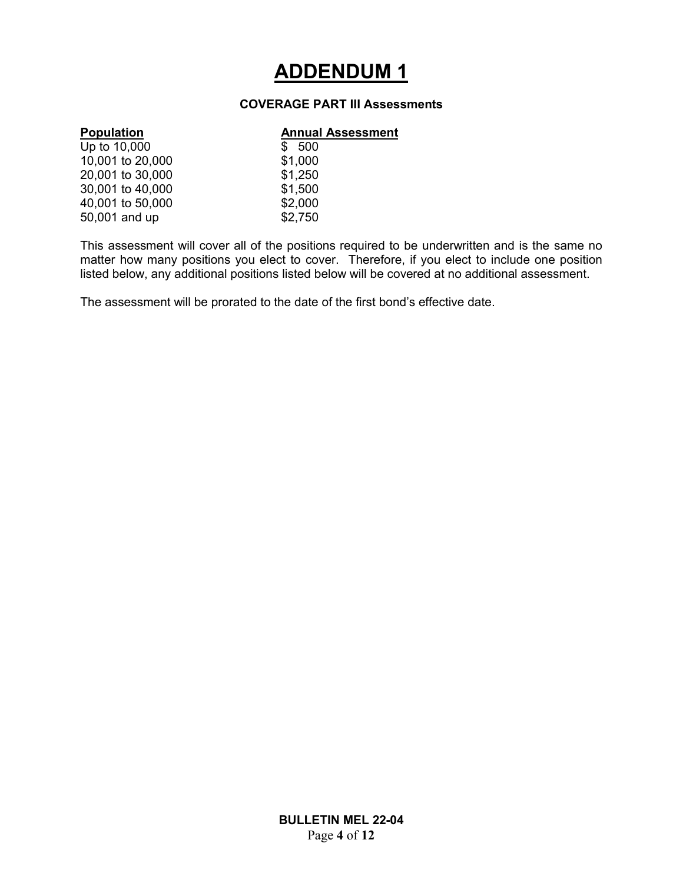# ADDENDUM 1

**COVERAGE PART III Assessments**

| Population | Annual Assessment |
|---|---|
| Up to 10,000 | $ 500 |
| 10,001 to 20,000 | $1,000 |
| 20,001 to 30,000 | $1,250 |
| 30,001 to 40,000 | $1,500 |
| 40,001 to 50,000 | $2,000 |
| 50,001 and up | $2,750 |

This assessment will cover all of the positions required to be underwritten and is the same no matter how many positions you elect to cover. Therefore, if you elect to include one position listed below, any additional positions listed below will be covered at no additional assessment.

The assessment will be prorated to the date of the first bond's effective date.

**BULLETIN MEL 22-04**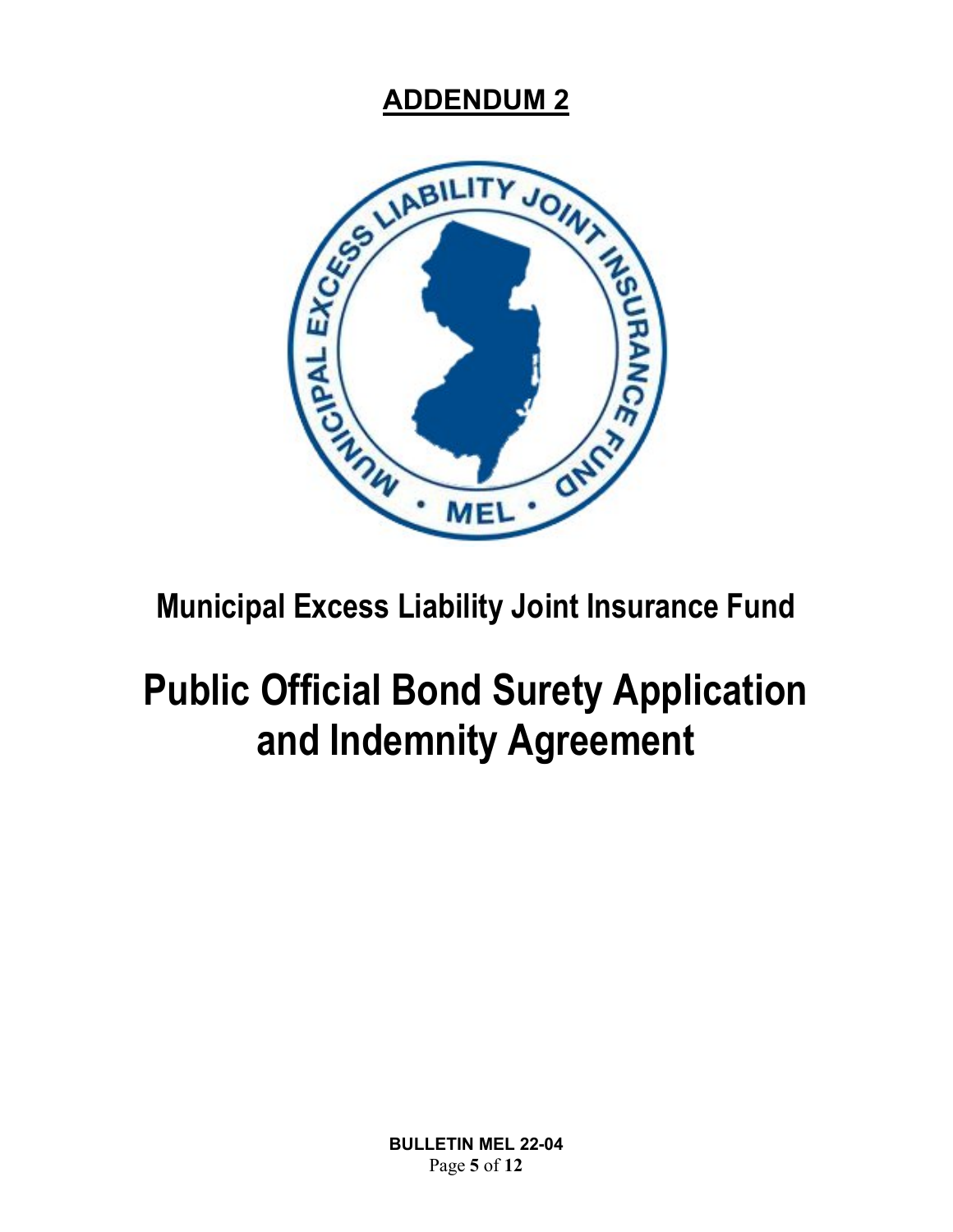**ADDENDUM 2**

# Municipal Excess Liability Joint Insurance Fund

# Public Official Bond Surety Application and Indemnity Agreement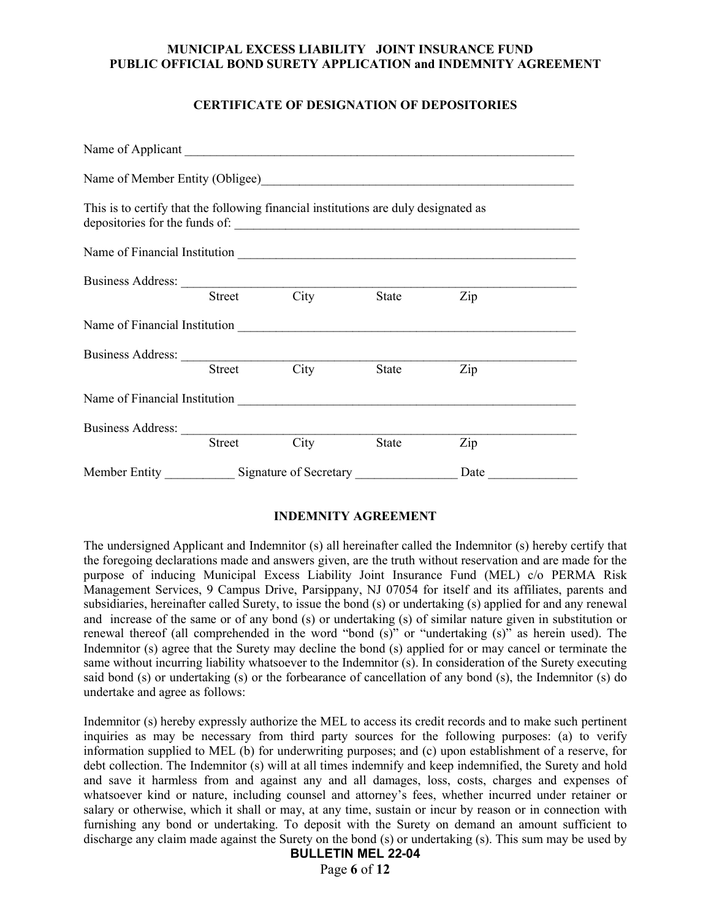**MUNICIPAL EXCESS LIABILITY JOINT INSURANCE FUND**
**PUBLIC OFFICIAL BOND SURETY APPLICATION and INDEMNITY AGREEMENT**

## CERTIFICATE OF DESIGNATION OF DEPOSITORIES

Name of Applicant ________________________________________________________________

Name of Member Entity (Obligee)_______________________________________________

This is to certify that the following financial institutions are duly designated as depositories for the funds of: ______________________________________________________

Name of Financial Institution ________________________________________________________

Business Address: ______________________________________________________________
Street City State Zip

Name of Financial Institution ________________________________________________________

Business Address: ______________________________________________________________
Street City State Zip

Name of Financial Institution ________________________________________________________

Business Address: ______________________________________________________________
Street City State Zip

Member Entity ___________ Signature of Secretary ________________ Date ______________

## INDEMNITY AGREEMENT

The undersigned Applicant and Indemnitor (s) all hereinafter called the Indemnitor (s) hereby certify that the foregoing declarations made and answers given, are the truth without reservation and are made for the purpose of inducing Municipal Excess Liability Joint Insurance Fund (MEL) c/o PERMA Risk Management Services, 9 Campus Drive, Parsippany, NJ 07054 for itself and its affiliates, parents and subsidiaries, hereinafter called Surety, to issue the bond (s) or undertaking (s) applied for and any renewal and increase of the same or of any bond (s) or undertaking (s) of similar nature given in substitution or renewal thereof (all comprehended in the word "bond (s)" or "undertaking (s)" as herein used). The Indemnitor (s) agree that the Surety may decline the bond (s) applied for or may cancel or terminate the same without incurring liability whatsoever to the Indemnitor (s). In consideration of the Surety executing said bond (s) or undertaking (s) or the forbearance of cancellation of any bond (s), the Indemnitor (s) do undertake and agree as follows:

Indemnitor (s) hereby expressly authorize the MEL to access its credit records and to make such pertinent inquiries as may be necessary from third party sources for the following purposes: (a) to verify information supplied to MEL (b) for underwriting purposes; and (c) upon establishment of a reserve, for debt collection. The Indemnitor (s) will at all times indemnify and keep indemnified, the Surety and hold and save it harmless from and against any and all damages, loss, costs, charges and expenses of whatsoever kind or nature, including counsel and attorney's fees, whether incurred under retainer or salary or otherwise, which it shall or may, at any time, sustain or incur by reason or in connection with furnishing any bond or undertaking. To deposit with the Surety on demand an amount sufficient to discharge any claim made against the Surety on the bond (s) or undertaking (s). This sum may be used by

**BULLETIN MEL 22-04**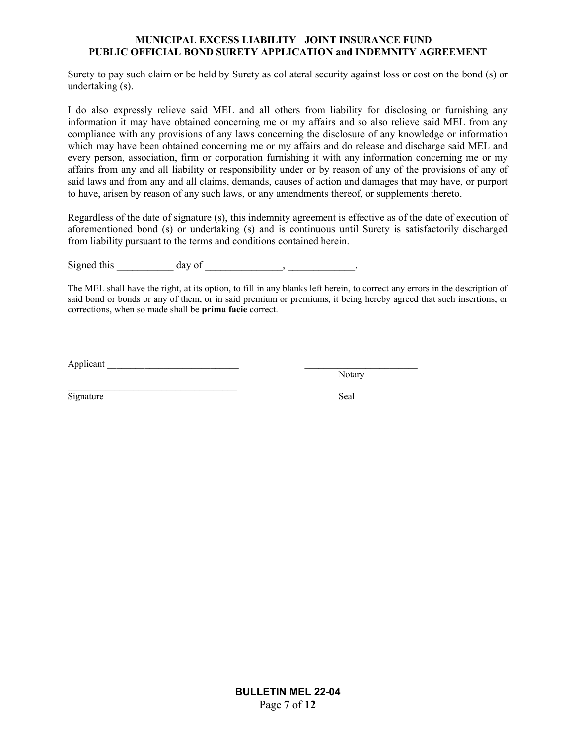Surety to pay such claim or be held by Surety as collateral security against loss or cost on the bond (s) or undertaking (s).

I do also expressly relieve said MEL and all others from liability for disclosing or furnishing any information it may have obtained concerning me or my affairs and so also relieve said MEL from any compliance with any provisions of any laws concerning the disclosure of any knowledge or information which may have been obtained concerning me or my affairs and do release and discharge said MEL and every person, association, firm or corporation furnishing it with any information concerning me or my affairs from any and all liability or responsibility under or by reason of any of the provisions of any of said laws and from any and all claims, demands, causes of action and damages that may have, or purport to have, arisen by reason of any such laws, or any amendments thereof, or supplements thereto.

Regardless of the date of signature (s), this indemnity agreement is effective as of the date of execution of aforementioned bond (s) or undertaking (s) and is continuous until Surety is satisfactorily discharged from liability pursuant to the terms and conditions contained herein.

Signed this ___________ day of _______________, _____________.

The MEL shall have the right, at its option, to fill in any blanks left herein, to correct any errors in the description of said bond or bonds or any of them, or in said premium or premiums, it being hereby agreed that such insertions, or corrections, when so made shall be **prima facie** correct.

Applicant ____________________________ ________________________
Notary

_____________________________________
Signature Seal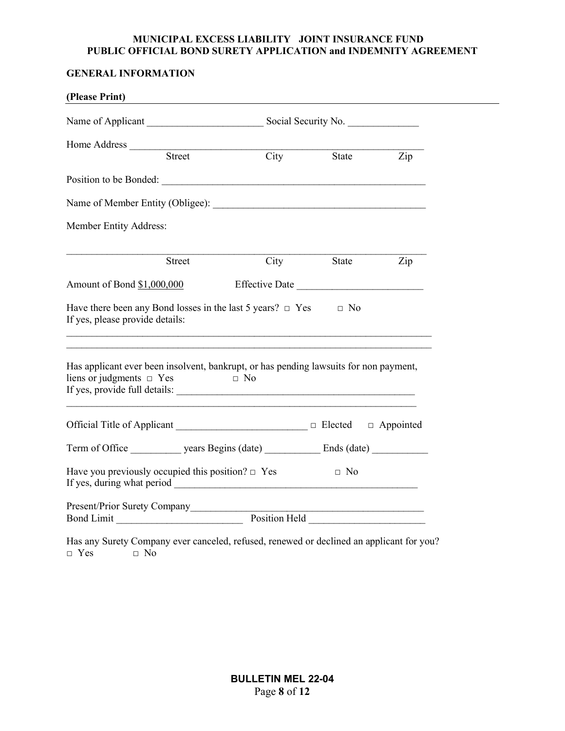**MUNICIPAL EXCESS LIABILITY JOINT INSURANCE FUND**
**PUBLIC OFFICIAL BOND SURETY APPLICATION and INDEMNITY AGREEMENT**

**GENERAL INFORMATION**

**(Please Print)**

Name of Applicant _______________________ Social Security No. ______________

Home Address ___________________________________________________________
Street City State Zip

Position to be Bonded: _____________________________________________________

Name of Member Entity (Obligee): ___________________________________________

Member Entity Address:

___________________________________________________________________________
Street City State Zip

Amount of Bond $1,000,000 Effective Date _________________________

Have there been any Bond losses in the last 5 years? □ Yes □ No
If yes, please provide details:

___________________________________________________________________________
___________________________________________________________________________

Has applicant ever been insolvent, bankrupt, or has pending lawsuits for non payment, liens or judgments □ Yes □ No
If yes, provide full details: _________________________________________________
___________________________________________________________________________

Official Title of Applicant __________________________ □ Elected □ Appointed

Term of Office __________ years Begins (date) ___________ Ends (date) ___________

Have you previously occupied this position? □ Yes □ No
If yes, during what period __________________________________________________

Present/Prior Surety Company_______________________________________________
Bond Limit _________________________ Position Held _______________________

Has any Surety Company ever canceled, refused, renewed or declined an applicant for you?
□ Yes □ No

**BULLETIN MEL 22-04**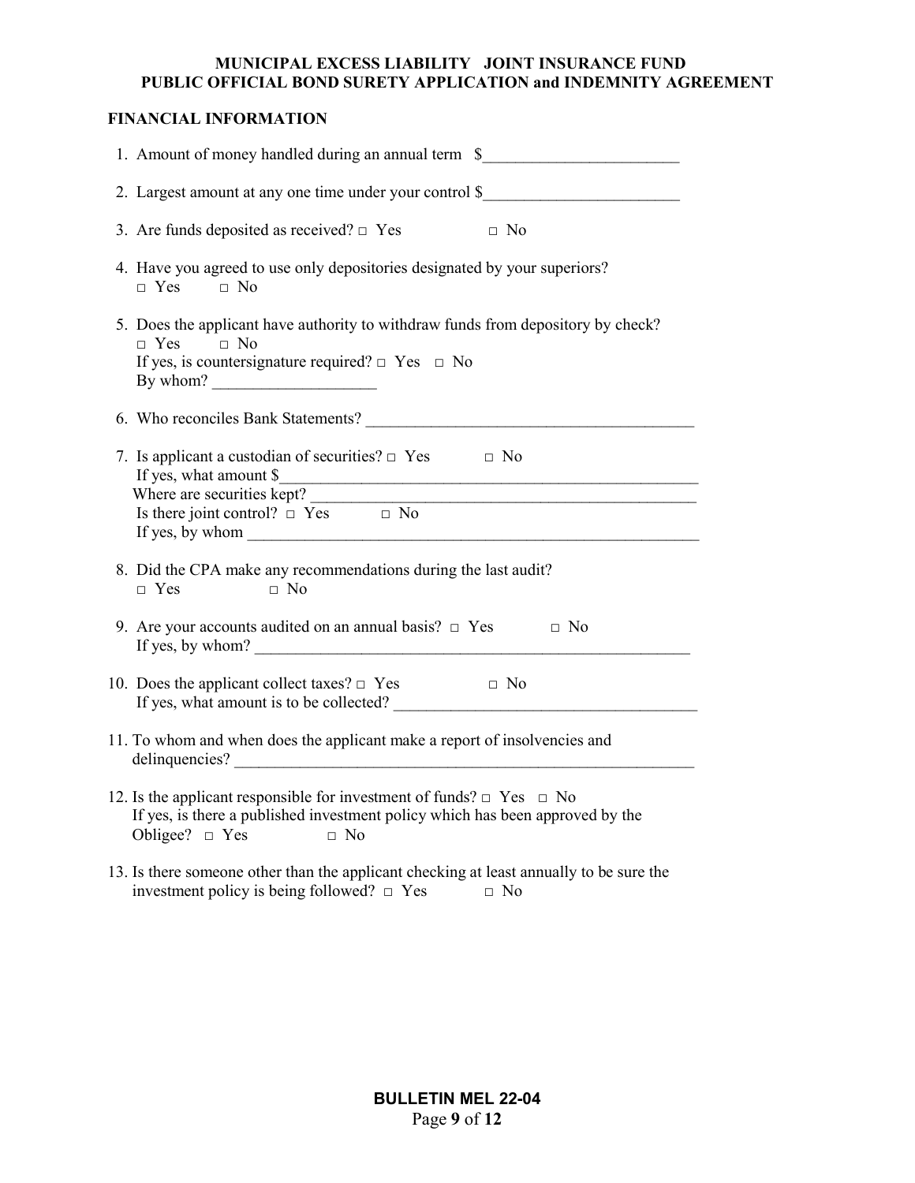**MUNICIPAL EXCESS LIABILITY JOINT INSURANCE FUND**
**PUBLIC OFFICIAL BOND SURETY APPLICATION and INDEMNITY AGREEMENT**

## FINANCIAL INFORMATION

1. Amount of money handled during an annual term $________________________

2. Largest amount at any one time under your control $________________________

3. Are funds deposited as received? □ Yes □ No

4. Have you agreed to use only depositories designated by your superiors?
   □ Yes □ No

5. Does the applicant have authority to withdraw funds from depository by check?
   □ Yes □ No
   If yes, is countersignature required? □ Yes □ No
   By whom? ___________________

6. Who reconciles Bank Statements? ________________________________________

7. Is applicant a custodian of securities? □ Yes □ No
   If yes, what amount $_____________________________________________________
   Where are securities kept? _________________________________________________
   Is there joint control? □ Yes □ No
   If yes, by whom _________________________________________________________

8. Did the CPA make any recommendations during the last audit?
   □ Yes □ No

9. Are your accounts audited on an annual basis? □ Yes □ No
   If yes, by whom? _____________________________________________________

10. Does the applicant collect taxes? □ Yes □ No
    If yes, what amount is to be collected? _____________________________________

11. To whom and when does the applicant make a report of insolvencies and delinquencies? __________________________________________________________

12. Is the applicant responsible for investment of funds? □ Yes □ No
    If yes, is there a published investment policy which has been approved by the Obligee? □ Yes □ No

13. Is there someone other than the applicant checking at least annually to be sure the investment policy is being followed? □ Yes □ No

**BULLETIN MEL 22-04**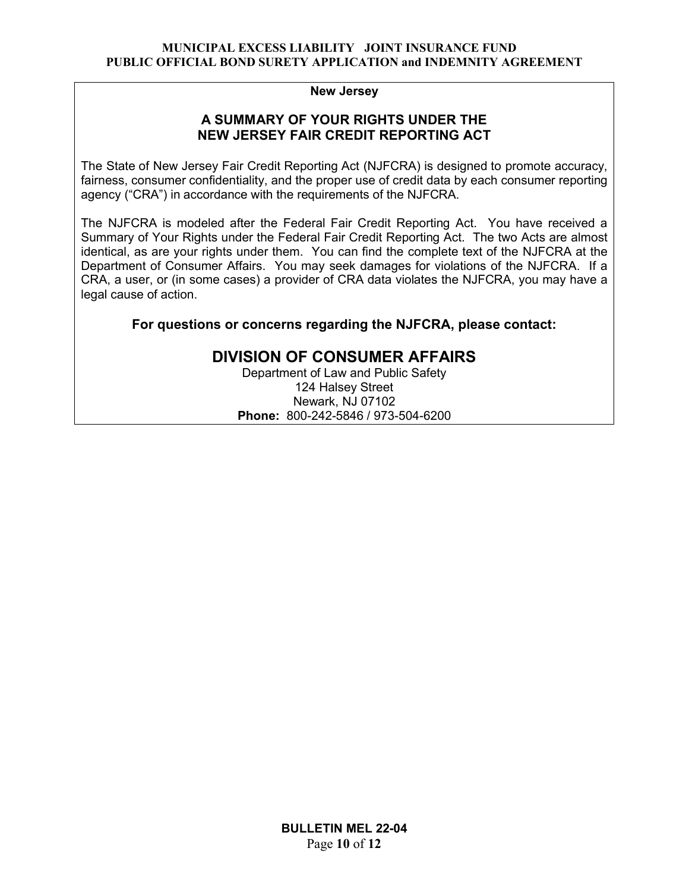**New Jersey**

## A SUMMARY OF YOUR RIGHTS UNDER THE NEW JERSEY FAIR CREDIT REPORTING ACT

The State of New Jersey Fair Credit Reporting Act (NJFCRA) is designed to promote accuracy, fairness, consumer confidentiality, and the proper use of credit data by each consumer reporting agency ("CRA") in accordance with the requirements of the NJFCRA.

The NJFCRA is modeled after the Federal Fair Credit Reporting Act. You have received a Summary of Your Rights under the Federal Fair Credit Reporting Act. The two Acts are almost identical, as are your rights under them. You can find the complete text of the NJFCRA at the Department of Consumer Affairs. You may seek damages for violations of the NJFCRA. If a CRA, a user, or (in some cases) a provider of CRA data violates the NJFCRA, you may have a legal cause of action.

**For questions or concerns regarding the NJFCRA, please contact:**

## DIVISION OF CONSUMER AFFAIRS

Department of Law and Public Safety
124 Halsey Street
Newark, NJ 07102
**Phone:** 800-242-5846 / 973-504-6200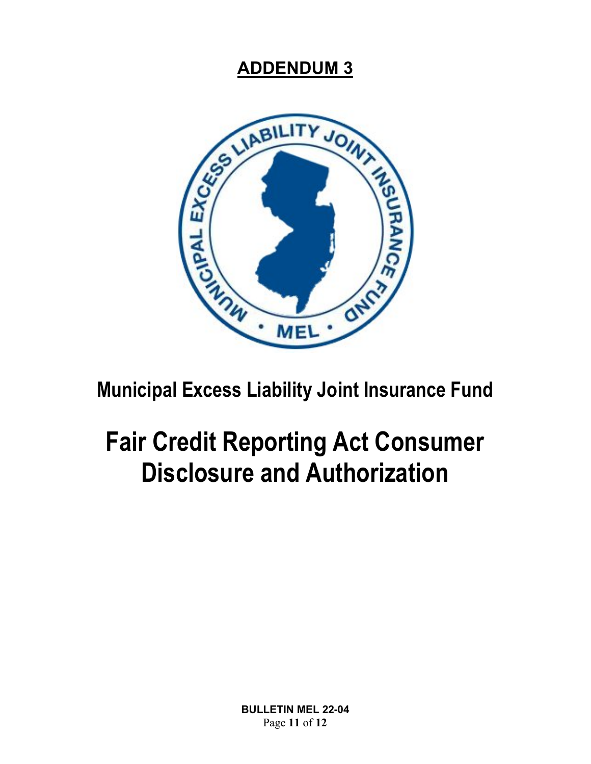# ADDENDUM 3

## Municipal Excess Liability Joint Insurance Fund

# Fair Credit Reporting Act Consumer Disclosure and Authorization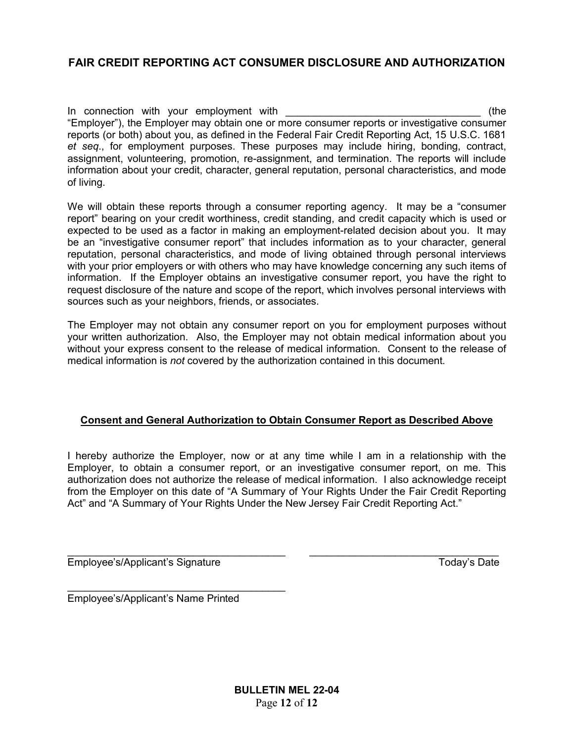# FAIR CREDIT REPORTING ACT CONSUMER DISCLOSURE AND AUTHORIZATION

In connection with your employment with __________________________________ (the "Employer"), the Employer may obtain one or more consumer reports or investigative consumer reports (or both) about you, as defined in the Federal Fair Credit Reporting Act, 15 U.S.C. 1681 *et seq*., for employment purposes. These purposes may include hiring, bonding, contract, assignment, volunteering, promotion, re-assignment, and termination. The reports will include information about your credit, character, general reputation, personal characteristics, and mode of living.

We will obtain these reports through a consumer reporting agency. It may be a "consumer report" bearing on your credit worthiness, credit standing, and credit capacity which is used or expected to be used as a factor in making an employment-related decision about you. It may be an "investigative consumer report" that includes information as to your character, general reputation, personal characteristics, and mode of living obtained through personal interviews with your prior employers or with others who may have knowledge concerning any such items of information. If the Employer obtains an investigative consumer report, you have the right to request disclosure of the nature and scope of the report, which involves personal interviews with sources such as your neighbors, friends, or associates.

The Employer may not obtain any consumer report on you for employment purposes without your written authorization. Also, the Employer may not obtain medical information about you without your express consent to the release of medical information. Consent to the release of medical information is *not* covered by the authorization contained in this document.

**<u>Consent and General Authorization to Obtain Consumer Report as Described Above</u>**

I hereby authorize the Employer, now or at any time while I am in a relationship with the Employer, to obtain a consumer report, or an investigative consumer report, on me. This authorization does not authorize the release of medical information. I also acknowledge receipt from the Employer on this date of "A Summary of Your Rights Under the Fair Credit Reporting Act" and "A Summary of Your Rights Under the New Jersey Fair Credit Reporting Act."

________________________________________ ________________________________
Employee's/Applicant's Signature Today's Date

________________________________________
Employee's/Applicant's Name Printed

**BULLETIN MEL 22-04**